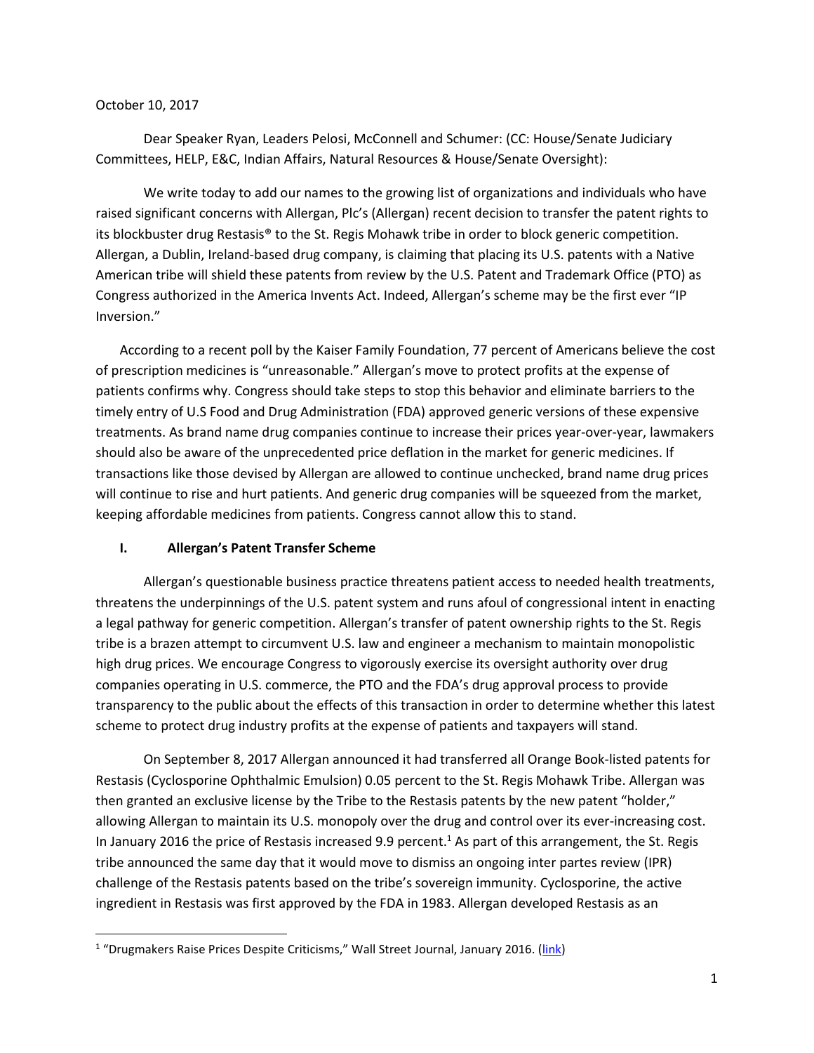October 10, 2017

Dear Speaker Ryan, Leaders Pelosi, McConnell and Schumer: (CC: House/Senate Judiciary Committees, HELP, E&C, Indian Affairs, Natural Resources & House/Senate Oversight):

We write today to add our names to the growing list of organizations and individuals who have raised significant concerns with Allergan, Plc's (Allergan) recent decision to transfer the patent rights to its blockbuster drug Restasis® to the St. Regis Mohawk tribe in order to block generic competition. Allergan, a Dublin, Ireland-based drug company, is claiming that placing its U.S. patents with a Native American tribe will shield these patents from review by the U.S. Patent and Trademark Office (PTO) as Congress authorized in the America Invents Act. Indeed, Allergan's scheme may be the first ever "IP Inversion."

According to a recent poll by the Kaiser Family Foundation, 77 percent of Americans believe the cost of prescription medicines is "unreasonable." Allergan's move to protect profits at the expense of patients confirms why. Congress should take steps to stop this behavior and eliminate barriers to the timely entry of U.S Food and Drug Administration (FDA) approved generic versions of these expensive treatments. As brand name drug companies continue to increase their prices year-over-year, lawmakers should also be aware of the unprecedented price deflation in the market for generic medicines. If transactions like those devised by Allergan are allowed to continue unchecked, brand name drug prices will continue to rise and hurt patients. And generic drug companies will be squeezed from the market, keeping affordable medicines from patients. Congress cannot allow this to stand.

## I. Allergan's Patent Transfer Scheme

Allergan's questionable business practice threatens patient access to needed health treatments, threatens the underpinnings of the U.S. patent system and runs afoul of congressional intent in enacting a legal pathway for generic competition. Allergan's transfer of patent ownership rights to the St. Regis tribe is a brazen attempt to circumvent U.S. law and engineer a mechanism to maintain monopolistic high drug prices. We encourage Congress to vigorously exercise its oversight authority over drug companies operating in U.S. commerce, the PTO and the FDA's drug approval process to provide transparency to the public about the effects of this transaction in order to determine whether this latest scheme to protect drug industry profits at the expense of patients and taxpayers will stand.

On September 8, 2017 Allergan announced it had transferred all Orange Book-listed patents for Restasis (Cyclosporine Ophthalmic Emulsion) 0.05 percent to the St. Regis Mohawk Tribe. Allergan was then granted an exclusive license by the Tribe to the Restasis patents by the new patent "holder," allowing Allergan to maintain its U.S. monopoly over the drug and control over its ever-increasing cost. In January 2016 the price of Restasis increased 9.9 percent.[1] As part of this arrangement, the St. Regis tribe announced the same day that it would move to dismiss an ongoing inter partes review (IPR) challenge of the Restasis patents based on the tribe's sovereign immunity. Cyclosporine, the active ingredient in Restasis was first approved by the FDA in 1983. Allergan developed Restasis as an

[1] "Drugmakers Raise Prices Despite Criticisms," Wall Street Journal, January 2016. (link)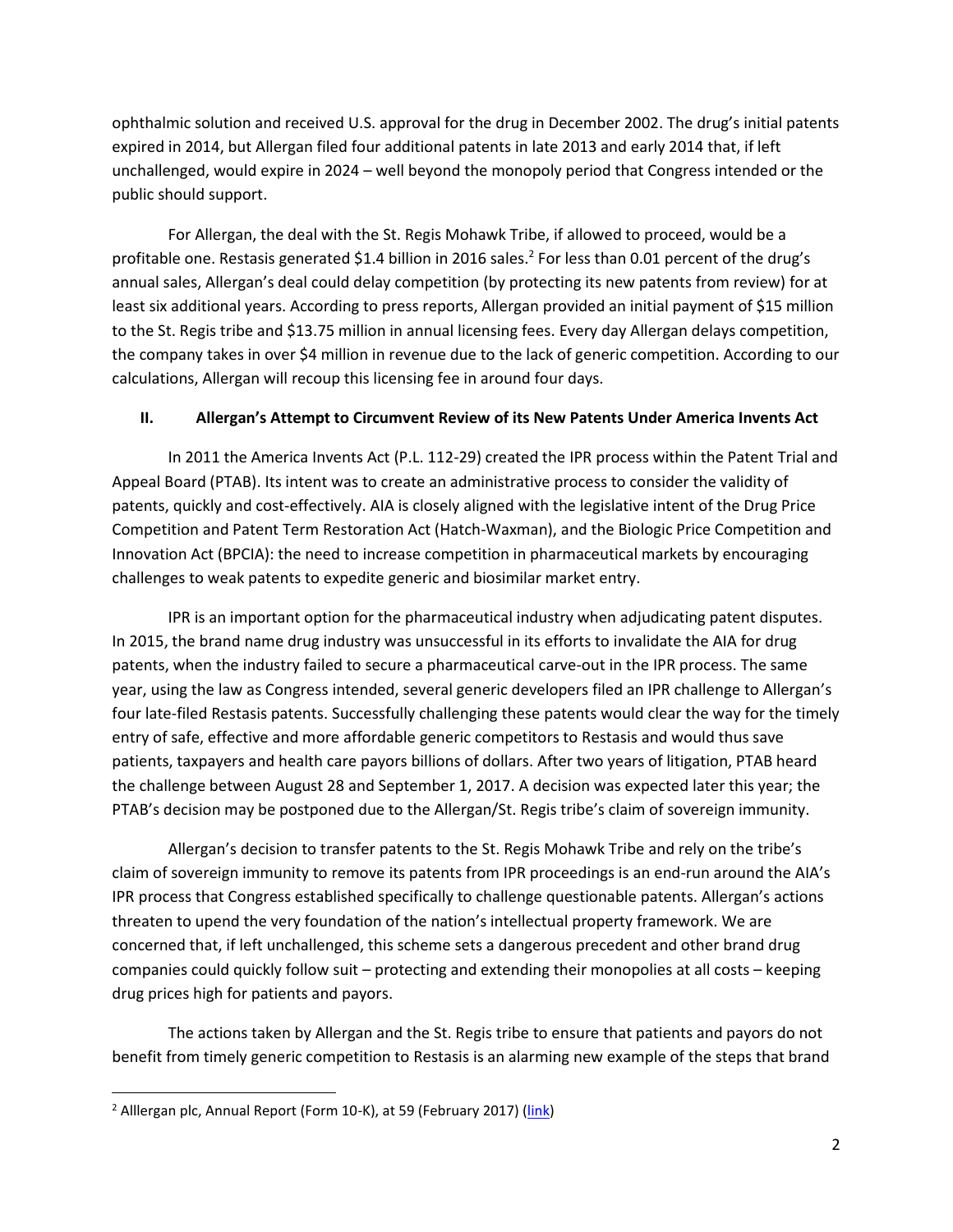ophthalmic solution and received U.S. approval for the drug in December 2002. The drug's initial patents expired in 2014, but Allergan filed four additional patents in late 2013 and early 2014 that, if left unchallenged, would expire in 2024 – well beyond the monopoly period that Congress intended or the public should support.

For Allergan, the deal with the St. Regis Mohawk Tribe, if allowed to proceed, would be a profitable one. Restasis generated $1.4 billion in 2016 sales.[2] For less than 0.01 percent of the drug's annual sales, Allergan's deal could delay competition (by protecting its new patents from review) for at least six additional years. According to press reports, Allergan provided an initial payment of $15 million to the St. Regis tribe and $13.75 million in annual licensing fees. Every day Allergan delays competition, the company takes in over $4 million in revenue due to the lack of generic competition. According to our calculations, Allergan will recoup this licensing fee in around four days.

## II. Allergan's Attempt to Circumvent Review of its New Patents Under America Invents Act

In 2011 the America Invents Act (P.L. 112-29) created the IPR process within the Patent Trial and Appeal Board (PTAB). Its intent was to create an administrative process to consider the validity of patents, quickly and cost-effectively. AIA is closely aligned with the legislative intent of the Drug Price Competition and Patent Term Restoration Act (Hatch-Waxman), and the Biologic Price Competition and Innovation Act (BPCIA): the need to increase competition in pharmaceutical markets by encouraging challenges to weak patents to expedite generic and biosimilar market entry.

IPR is an important option for the pharmaceutical industry when adjudicating patent disputes. In 2015, the brand name drug industry was unsuccessful in its efforts to invalidate the AIA for drug patents, when the industry failed to secure a pharmaceutical carve-out in the IPR process. The same year, using the law as Congress intended, several generic developers filed an IPR challenge to Allergan's four late-filed Restasis patents. Successfully challenging these patents would clear the way for the timely entry of safe, effective and more affordable generic competitors to Restasis and would thus save patients, taxpayers and health care payors billions of dollars. After two years of litigation, PTAB heard the challenge between August 28 and September 1, 2017. A decision was expected later this year; the PTAB's decision may be postponed due to the Allergan/St. Regis tribe's claim of sovereign immunity.

Allergan's decision to transfer patents to the St. Regis Mohawk Tribe and rely on the tribe's claim of sovereign immunity to remove its patents from IPR proceedings is an end-run around the AIA's IPR process that Congress established specifically to challenge questionable patents. Allergan's actions threaten to upend the very foundation of the nation's intellectual property framework. We are concerned that, if left unchallenged, this scheme sets a dangerous precedent and other brand drug companies could quickly follow suit – protecting and extending their monopolies at all costs – keeping drug prices high for patients and payors.

The actions taken by Allergan and the St. Regis tribe to ensure that patients and payors do not benefit from timely generic competition to Restasis is an alarming new example of the steps that brand

---

[2] Alllergan plc, Annual Report (Form 10-K), at 59 (February 2017) (link)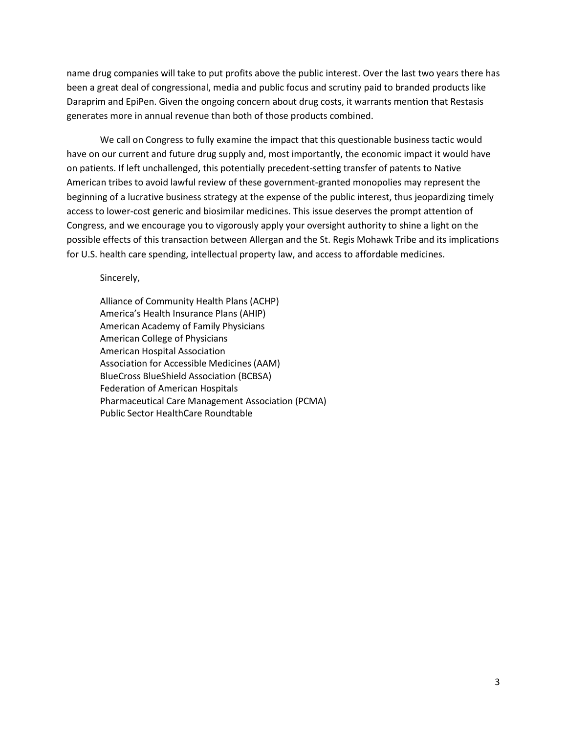name drug companies will take to put profits above the public interest. Over the last two years there has been a great deal of congressional, media and public focus and scrutiny paid to branded products like Daraprim and EpiPen. Given the ongoing concern about drug costs, it warrants mention that Restasis generates more in annual revenue than both of those products combined.

We call on Congress to fully examine the impact that this questionable business tactic would have on our current and future drug supply and, most importantly, the economic impact it would have on patients. If left unchallenged, this potentially precedent-setting transfer of patents to Native American tribes to avoid lawful review of these government-granted monopolies may represent the beginning of a lucrative business strategy at the expense of the public interest, thus jeopardizing timely access to lower-cost generic and biosimilar medicines. This issue deserves the prompt attention of Congress, and we encourage you to vigorously apply your oversight authority to shine a light on the possible effects of this transaction between Allergan and the St. Regis Mohawk Tribe and its implications for U.S. health care spending, intellectual property law, and access to affordable medicines.

Sincerely,

Alliance of Community Health Plans (ACHP)
America's Health Insurance Plans (AHIP)
American Academy of Family Physicians
American College of Physicians
American Hospital Association
Association for Accessible Medicines (AAM)
BlueCross BlueShield Association (BCBSA)
Federation of American Hospitals
Pharmaceutical Care Management Association (PCMA)
Public Sector HealthCare Roundtable